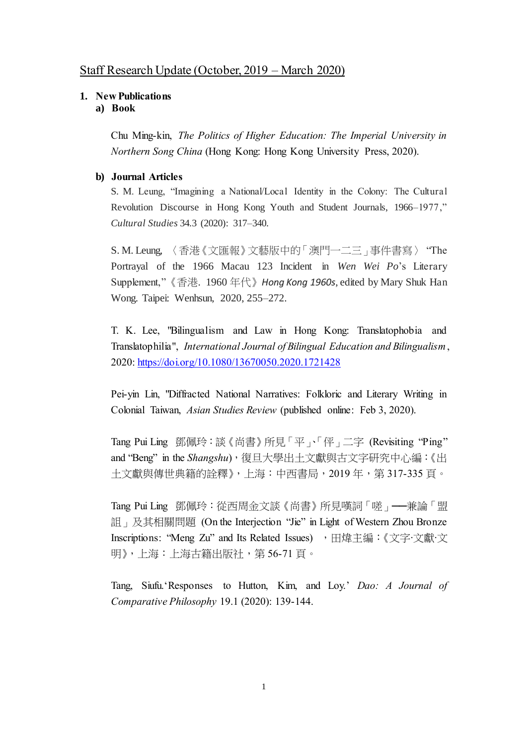Staff Research Update (October, 2019 – March 2020)

1. **New Publications**
   a) **Book**

Chu Ming-kin, *The Politics of Higher Education: The Imperial University in Northern Song China* (Hong Kong: Hong Kong University Press, 2020).

b) **Journal Articles**

S. M. Leung, "Imagining a National/Local Identity in the Colony: The Cultural Revolution Discourse in Hong Kong Youth and Student Journals, 1966–1977," *Cultural Studies* 34.3 (2020): 317–340.

S. M. Leung, 〈香港《文匯報》文藝版中的「澳門一二三」事件書寫〉 "The Portrayal of the 1966 Macau 123 Incident in *Wen Wei Po*'s Literary Supplement,"《香港. 1960 年代》*Hong Kong 1960s*, edited by Mary Shuk Han Wong. Taipei: Wenhsun, 2020, 255–272.

T. K. Lee, "Bilingualism and Law in Hong Kong: Translatophobia and Translatophilia", *International Journal of Bilingual Education and Bilingualism*, 2020: https://doi.org/10.1080/13670050.2020.1721428

Pei-yin Lin, "Diffracted National Narratives: Folkloric and Literary Writing in Colonial Taiwan, *Asian Studies Review* (published online: Feb 3, 2020).

Tang Pui Ling 鄧佩玲：談《尚書》所見「平」、「伻」二字 (Revisiting "Ping" and "Beng" in the *Shangshu*)，復旦大學出土文獻與古文字研究中心編：《出土文獻與傳世典籍的詮釋》，上海：中西書局，2019 年，第 317-335 頁。

Tang Pui Ling 鄧佩玲：從西周金文談《尚書》所見嘆詞「嗟」──兼論「盟詛」及其相關問題 (On the Interjection "Jie" in Light of Western Zhou Bronze Inscriptions: "Meng Zu" and Its Related Issues) ，田煒主編：《文字·文獻·文明》，上海：上海古籍出版社，第 56-71 頁。

Tang, Siufu.'Responses to Hutton, Kim, and Loy.' *Dao: A Journal of Comparative Philosophy* 19.1 (2020): 139-144.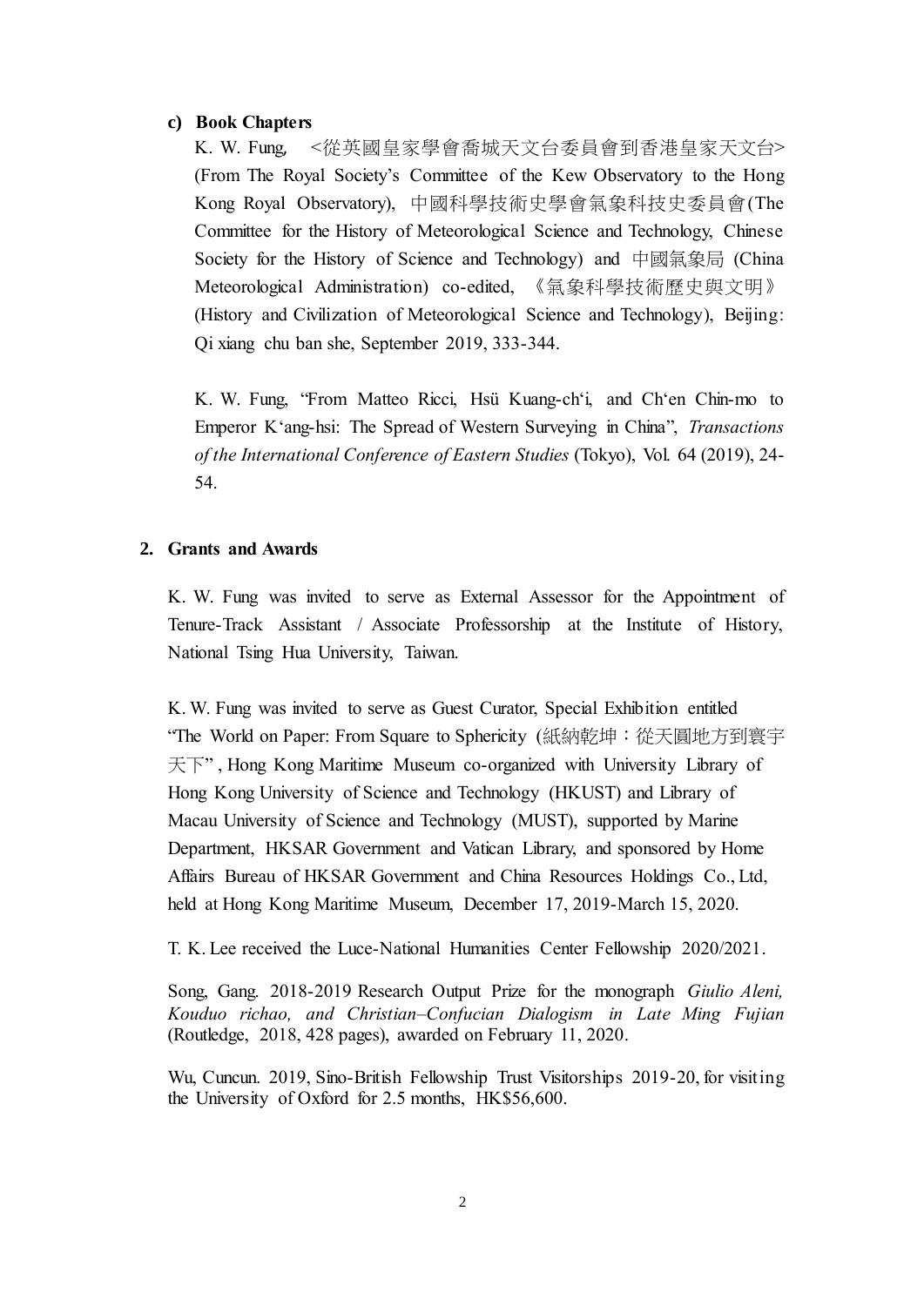#### c) Book Chapters

K. W. Fung, <從英國皇家學會喬城天文台委員會到香港皇家天文台> (From The Royal Society's Committee of the Kew Observatory to the Hong Kong Royal Observatory), 中國科學技術史學會氣象科技史委員會(The Committee for the History of Meteorological Science and Technology, Chinese Society for the History of Science and Technology) and 中國氣象局 (China Meteorological Administration) co-edited, 《氣象科學技術歷史與文明》 (History and Civilization of Meteorological Science and Technology), Beijing: Qi xiang chu ban she, September 2019, 333-344.

K. W. Fung, "From Matteo Ricci, Hsü Kuang-ch'i, and Ch'en Chin-mo to Emperor K'ang-hsi: The Spread of Western Surveying in China", *Transactions of the International Conference of Eastern Studies* (Tokyo), Vol. 64 (2019), 24-54.

## 2. Grants and Awards

K. W. Fung was invited to serve as External Assessor for the Appointment of Tenure-Track Assistant / Associate Professorship at the Institute of History, National Tsing Hua University, Taiwan.

K. W. Fung was invited to serve as Guest Curator, Special Exhibition entitled "The World on Paper: From Square to Sphericity (紙納乾坤：從天圓地方到寰宇天下" , Hong Kong Maritime Museum co-organized with University Library of Hong Kong University of Science and Technology (HKUST) and Library of Macau University of Science and Technology (MUST), supported by Marine Department, HKSAR Government and Vatican Library, and sponsored by Home Affairs Bureau of HKSAR Government and China Resources Holdings Co., Ltd, held at Hong Kong Maritime Museum, December 17, 2019-March 15, 2020.

T. K. Lee received the Luce-National Humanities Center Fellowship 2020/2021.

Song, Gang. 2018-2019 Research Output Prize for the monograph *Giulio Aleni, Kouduo richao, and Christian–Confucian Dialogism in Late Ming Fujian* (Routledge, 2018, 428 pages), awarded on February 11, 2020.

Wu, Cuncun. 2019, Sino-British Fellowship Trust Visitorships 2019-20, for visiting the University of Oxford for 2.5 months, HK$56,600.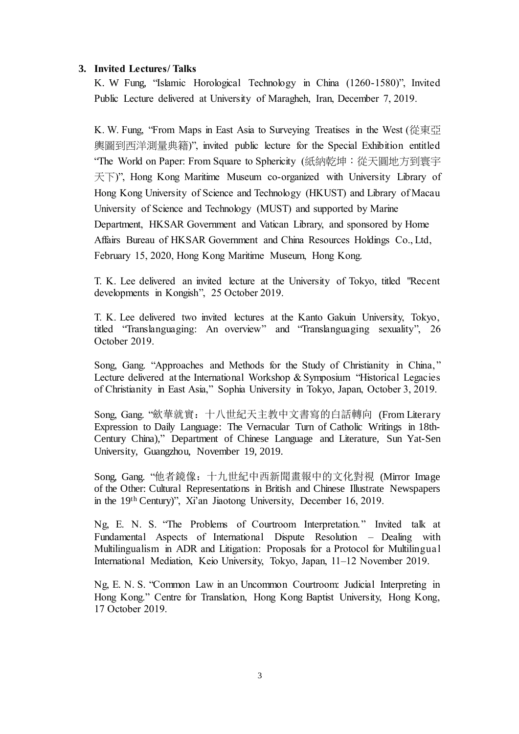**3. Invited Lectures/ Talks**

K. W Fung, "Islamic Horological Technology in China (1260-1580)", Invited Public Lecture delivered at University of Maragheh, Iran, December 7, 2019.

K. W. Fung, "From Maps in East Asia to Surveying Treatises in the West (從東亞輿圖到西洋測量典籍)", invited public lecture for the Special Exhibition entitled "The World on Paper: From Square to Sphericity (紙納乾坤：從天圓地方到寰宇天下)", Hong Kong Maritime Museum co-organized with University Library of Hong Kong University of Science and Technology (HKUST) and Library of Macau University of Science and Technology (MUST) and supported by Marine Department, HKSAR Government and Vatican Library, and sponsored by Home Affairs Bureau of HKSAR Government and China Resources Holdings Co., Ltd, February 15, 2020, Hong Kong Maritime Museum, Hong Kong.

T. K. Lee delivered an invited lecture at the University of Tokyo, titled "Recent developments in Kongish", 25 October 2019.

T. K. Lee delivered two invited lectures at the Kanto Gakuin University, Tokyo, titled "Translanguaging: An overview" and "Translanguaging sexuality", 26 October 2019.

Song, Gang. "Approaches and Methods for the Study of Christianity in China," Lecture delivered at the International Workshop & Symposium "Historical Legacies of Christianity in East Asia," Sophia University in Tokyo, Japan, October 3, 2019.

Song, Gang. "歛華就實：十八世紀天主教中文書寫的白話轉向 (From Literary Expression to Daily Language: The Vernacular Turn of Catholic Writings in 18th-Century China)," Department of Chinese Language and Literature, Sun Yat-Sen University, Guangzhou, November 19, 2019.

Song, Gang. "他者鏡像：十九世紀中西新聞畫報中的文化對視 (Mirror Image of the Other: Cultural Representations in British and Chinese Illustrate Newspapers in the 19th Century)", Xi'an Jiaotong University, December 16, 2019.

Ng, E. N. S. "The Problems of Courtroom Interpretation." Invited talk at Fundamental Aspects of International Dispute Resolution – Dealing with Multilingualism in ADR and Litigation: Proposals for a Protocol for Multilingual International Mediation, Keio University, Tokyo, Japan, 11–12 November 2019.

Ng, E. N. S. "Common Law in an Uncommon Courtroom: Judicial Interpreting in Hong Kong." Centre for Translation, Hong Kong Baptist University, Hong Kong, 17 October 2019.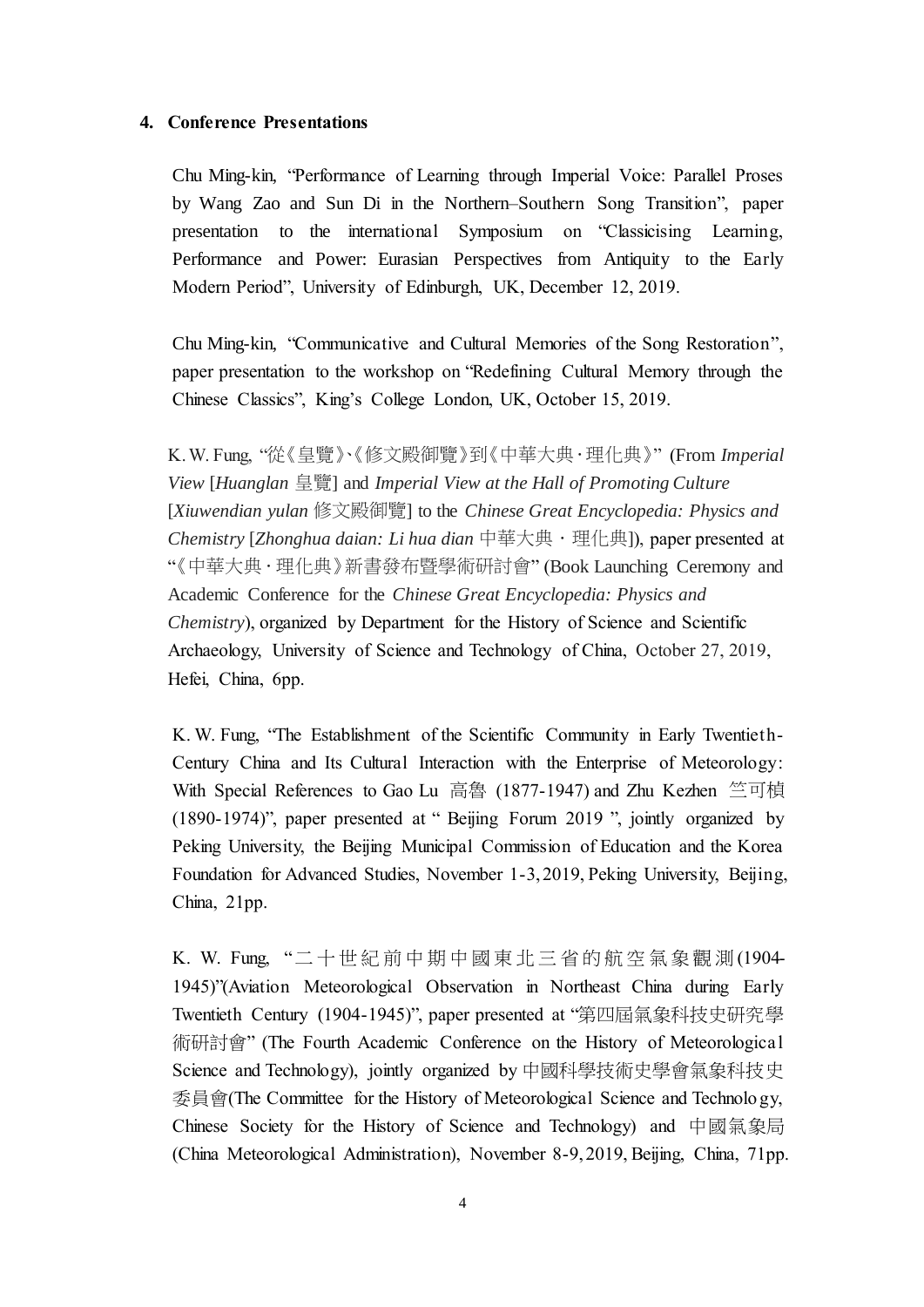**4. Conference Presentations**

Chu Ming-kin, "Performance of Learning through Imperial Voice: Parallel Proses by Wang Zao and Sun Di in the Northern–Southern Song Transition", paper presentation to the international Symposium on "Classicising Learning, Performance and Power: Eurasian Perspectives from Antiquity to the Early Modern Period", University of Edinburgh, UK, December 12, 2019.

Chu Ming-kin, "Communicative and Cultural Memories of the Song Restoration", paper presentation to the workshop on "Redefining Cultural Memory through the Chinese Classics", King's College London, UK, October 15, 2019.

K. W. Fung, "從《皇覽》、《修文殿御覽》到《中華大典·理化典》" (From *Imperial View* [*Huanglan* 皇覽] and *Imperial View at the Hall of Promoting Culture* [*Xiuwendian yulan* 修文殿御覽] to the *Chinese Great Encyclopedia: Physics and Chemistry* [*Zhonghua daian: Li hua dian* 中華大典・理化典]), paper presented at "《中華大典·理化典》新書發布暨學術研討會" (Book Launching Ceremony and Academic Conference for the *Chinese Great Encyclopedia: Physics and Chemistry*), organized by Department for the History of Science and Scientific Archaeology, University of Science and Technology of China, October 27, 2019, Hefei, China, 6pp.

K. W. Fung, "The Establishment of the Scientific Community in Early Twentieth-Century China and Its Cultural Interaction with the Enterprise of Meteorology: With Special References to Gao Lu 高魯 (1877-1947) and Zhu Kezhen 竺可楨 (1890-1974)", paper presented at " Beijing Forum 2019 ", jointly organized by Peking University, the Beijing Municipal Commission of Education and the Korea Foundation for Advanced Studies, November 1-3, 2019, Peking University, Beijing, China, 21pp.

K. W. Fung, "二十世紀前中期中國東北三省的航空氣象觀測(1904-1945)"(Aviation Meteorological Observation in Northeast China during Early Twentieth Century (1904-1945)", paper presented at "第四屆氣象科技史研究學術研討會" (The Fourth Academic Conference on the History of Meteorological Science and Technology), jointly organized by 中國科學技術史學會氣象科技史委員會(The Committee for the History of Meteorological Science and Technology, Chinese Society for the History of Science and Technology) and 中國氣象局 (China Meteorological Administration), November 8-9, 2019, Beijing, China, 71pp.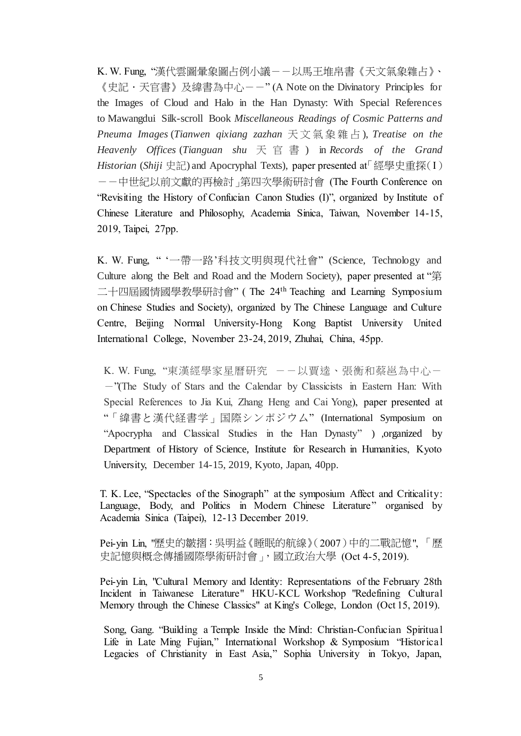K. W. Fung, "漢代雲圖暈象圖占例小議－－以馬王堆帛書《天文氣象雜占》、《史記・天官書》及緯書為中心－－" (A Note on the Divinatory Principles for the Images of Cloud and Halo in the Han Dynasty: With Special References to Mawangdui Silk-scroll Book *Miscellaneous Readings of Cosmic Patterns and Pneuma Images* (*Tianwen qixiang zazhan* 天文氣象雜占), *Treatise on the Heavenly Offices* (*Tianguan shu* 天官書) in *Records of the Grand Historian* (*Shiji* 史記) and Apocryphal Texts), paper presented at「經學史重探(I)－－中世紀以前文獻的再檢討」第四次學術研討會 (The Fourth Conference on "Revisiting the History of Confucian Canon Studies (I)", organized by Institute of Chinese Literature and Philosophy, Academia Sinica, Taiwan, November 14-15, 2019, Taipei, 27pp.

K. W. Fung, " '一帶一路'科技文明與現代社會" (Science, Technology and Culture along the Belt and Road and the Modern Society), paper presented at "第二十四屆國情國學教學研討會" ( The 24th Teaching and Learning Symposium on Chinese Studies and Society), organized by The Chinese Language and Culture Centre, Beijing Normal University-Hong Kong Baptist University United International College, November 23-24, 2019, Zhuhai, China, 45pp.

K. W. Fung, "東漢經學家星曆研究 －－以賈逵、張衡和蔡邕為中心－－"(The Study of Stars and the Calendar by Classicists in Eastern Han: With Special References to Jia Kui, Zhang Heng and Cai Yong), paper presented at "「緯書と漢代経書学」国際シンポジウム" (International Symposium on "Apocrypha and Classical Studies in the Han Dynasty" ) ,organized by Department of History of Science, Institute for Research in Humanities, Kyoto University, December 14-15, 2019, Kyoto, Japan, 40pp.

T. K. Lee, "Spectacles of the Sinograph" at the symposium Affect and Criticality: Language, Body, and Politics in Modern Chinese Literature" organised by Academia Sinica (Taipei), 12-13 December 2019.

Pei-yin Lin, "歷史的皺摺：吳明益《睡眠的航線》(2007)中的二戰記憶", 「歷史記憶與概念傳播國際學術研討會」，國立政治大學 (Oct 4-5, 2019).

Pei-yin Lin, "Cultural Memory and Identity: Representations of the February 28th Incident in Taiwanese Literature" HKU-KCL Workshop "Redefining Cultural Memory through the Chinese Classics" at King's College, London (Oct 15, 2019).

Song, Gang. "Building a Temple Inside the Mind: Christian-Confucian Spiritual Life in Late Ming Fujian," International Workshop & Symposium "Historical Legacies of Christianity in East Asia," Sophia University in Tokyo, Japan,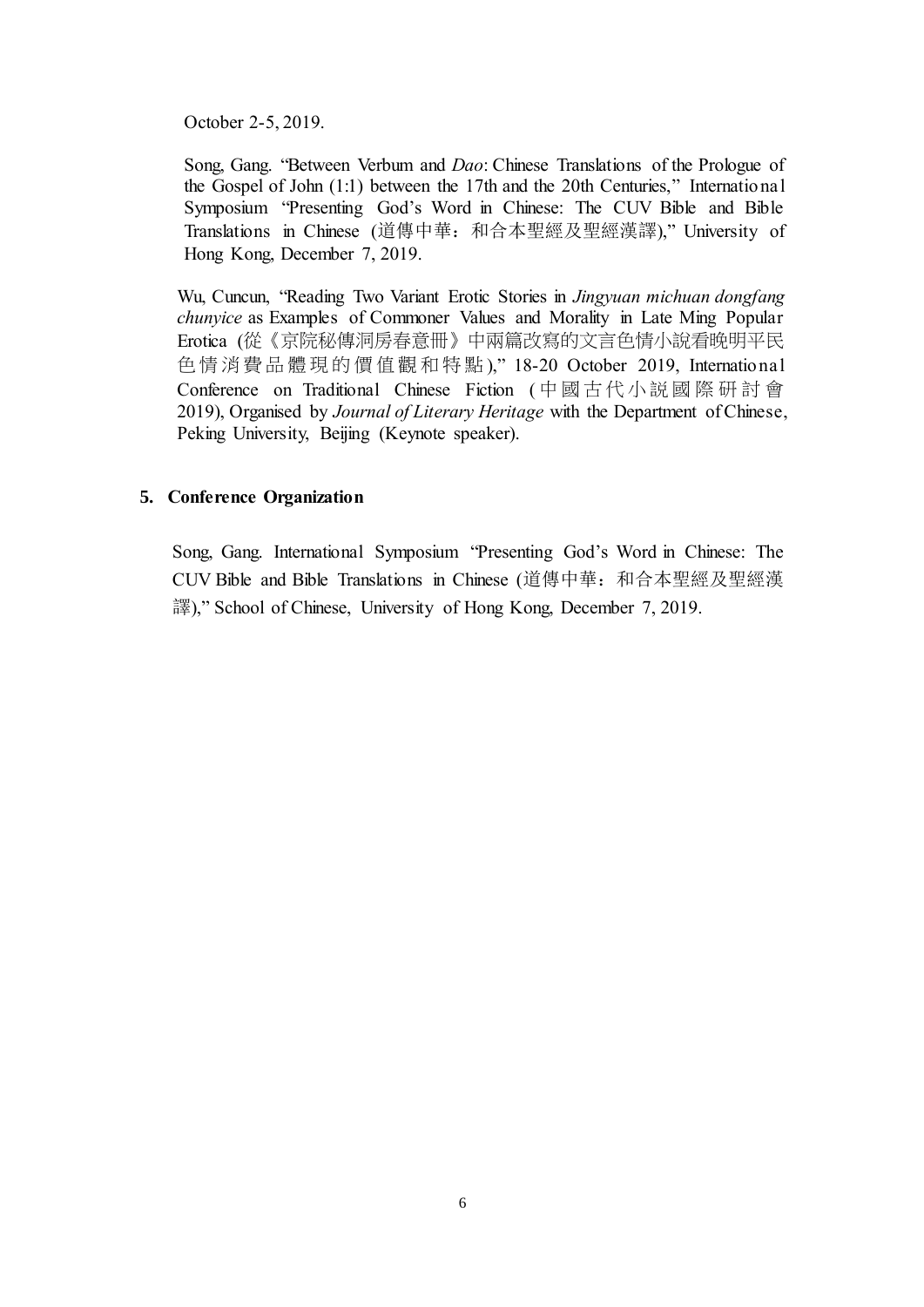October 2-5, 2019.

Song, Gang. "Between Verbum and *Dao*: Chinese Translations of the Prologue of the Gospel of John (1:1) between the 17th and the 20th Centuries," International Symposium "Presenting God's Word in Chinese: The CUV Bible and Bible Translations in Chinese (道傳中華：和合本聖經及聖經漢譯)," University of Hong Kong, December 7, 2019.

Wu, Cuncun, "Reading Two Variant Erotic Stories in *Jingyuan michuan dongfang chunyice* as Examples of Commoner Values and Morality in Late Ming Popular Erotica (從《京院秘傳洞房春意冊》中兩篇改寫的文言色情小說看晚明平民色情消費品體現的價值觀和特點)," 18-20 October 2019, International Conference on Traditional Chinese Fiction (中國古代小説國際研討會 2019), Organised by *Journal of Literary Heritage* with the Department of Chinese, Peking University, Beijing (Keynote speaker).

## 5. Conference Organization

Song, Gang. International Symposium "Presenting God's Word in Chinese: The CUV Bible and Bible Translations in Chinese (道傳中華：和合本聖經及聖經漢譯)," School of Chinese, University of Hong Kong, December 7, 2019.